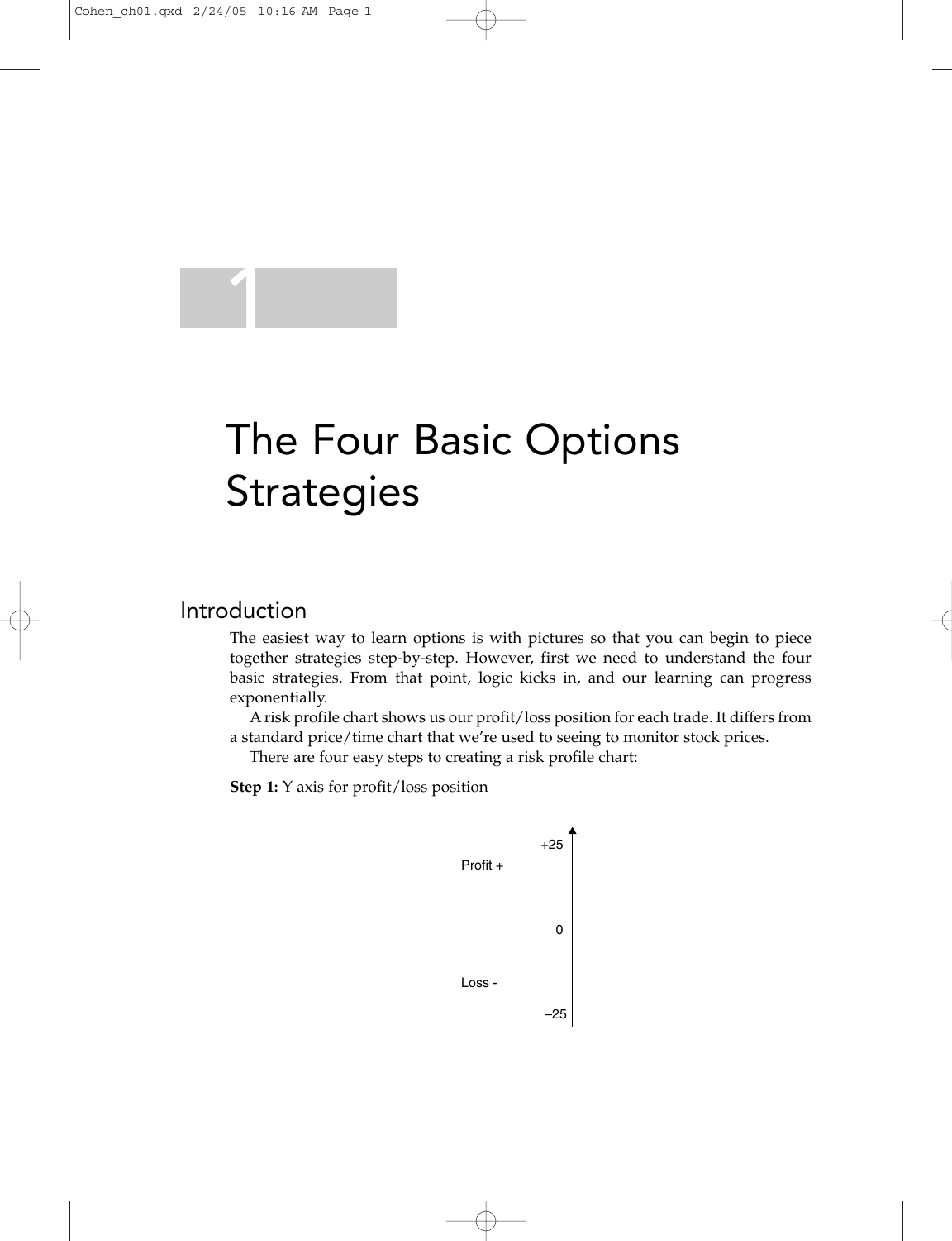# 1

# The Four Basic Options Strategies

## Introduction

The easiest way to learn options is with pictures so that you can begin to piece together strategies step-by-step. However, first we need to understand the four basic strategies. From that point, logic kicks in, and our learning can progress exponentially.

A risk profile chart shows us our profit/loss position for each trade. It differs from a standard price/time chart that we're used to seeing to monitor stock prices.

There are four easy steps to creating a risk profile chart:

**Step 1:** Y axis for profit/loss position

+25
Profit +

0

Loss -
–25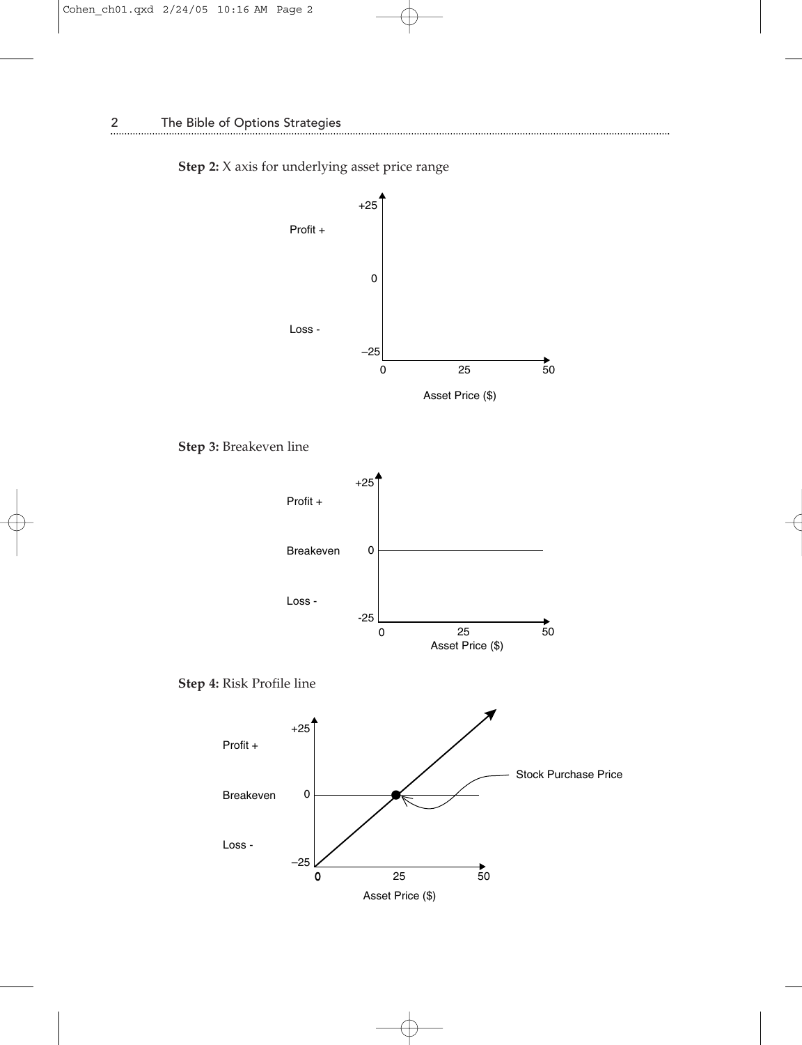**Step 2:** X axis for underlying asset price range

**Step 3:** Breakeven line

**Step 4:** Risk Profile line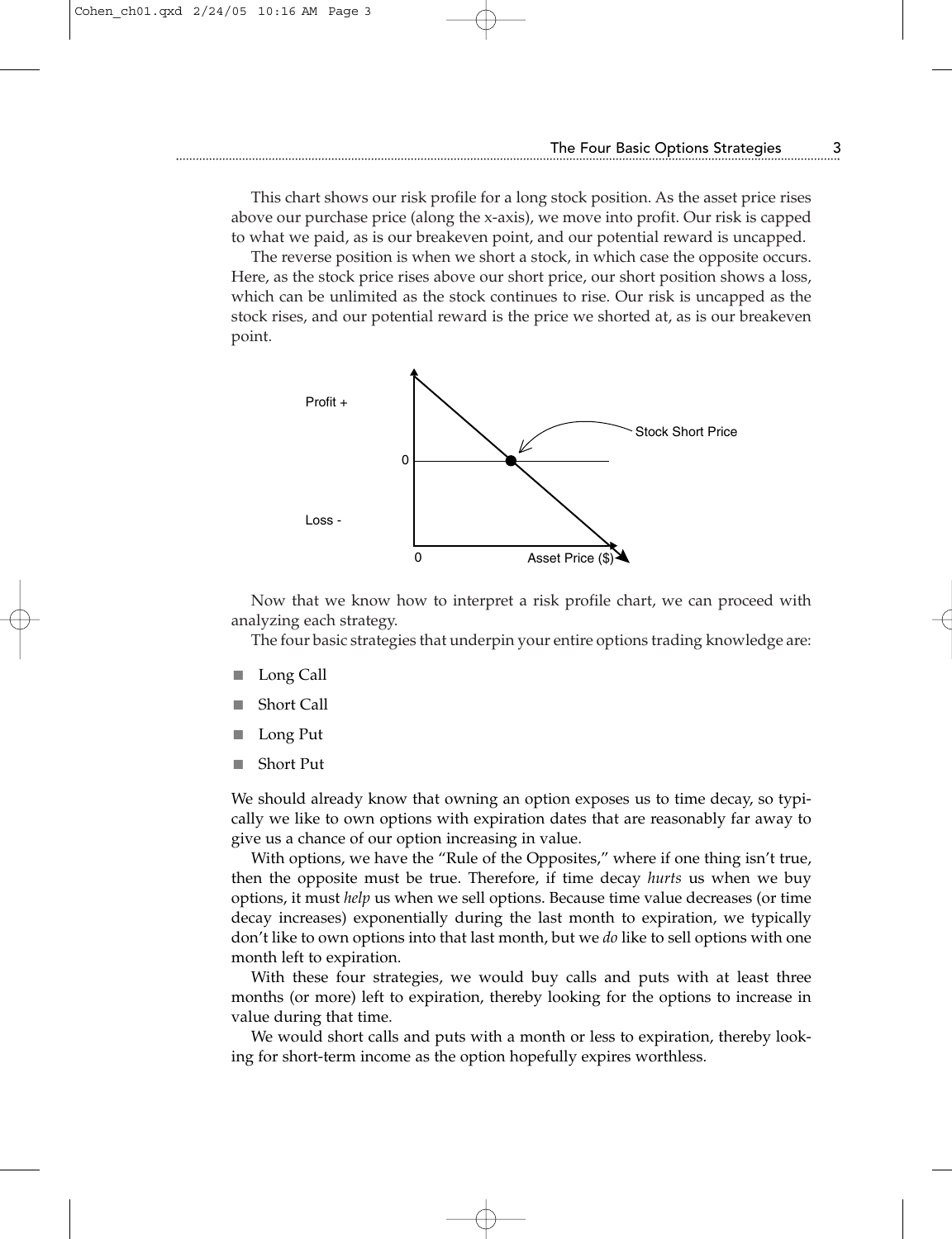This chart shows our risk profile for a long stock position. As the asset price rises above our purchase price (along the x-axis), we move into profit. Our risk is capped to what we paid, as is our breakeven point, and our potential reward is uncapped.

The reverse position is when we short a stock, in which case the opposite occurs. Here, as the stock price rises above our short price, our short position shows a loss, which can be unlimited as the stock continues to rise. Our risk is uncapped as the stock rises, and our potential reward is the price we shorted at, as is our breakeven point.

Now that we know how to interpret a risk profile chart, we can proceed with analyzing each strategy.

The four basic strategies that underpin your entire options trading knowledge are:

- Long Call
- Short Call
- Long Put
- Short Put

We should already know that owning an option exposes us to time decay, so typically we like to own options with expiration dates that are reasonably far away to give us a chance of our option increasing in value.

With options, we have the "Rule of the Opposites," where if one thing isn't true, then the opposite must be true. Therefore, if time decay *hurts* us when we buy options, it must *help* us when we sell options. Because time value decreases (or time decay increases) exponentially during the last month to expiration, we typically don't like to own options into that last month, but we *do* like to sell options with one month left to expiration.

With these four strategies, we would buy calls and puts with at least three months (or more) left to expiration, thereby looking for the options to increase in value during that time.

We would short calls and puts with a month or less to expiration, thereby looking for short-term income as the option hopefully expires worthless.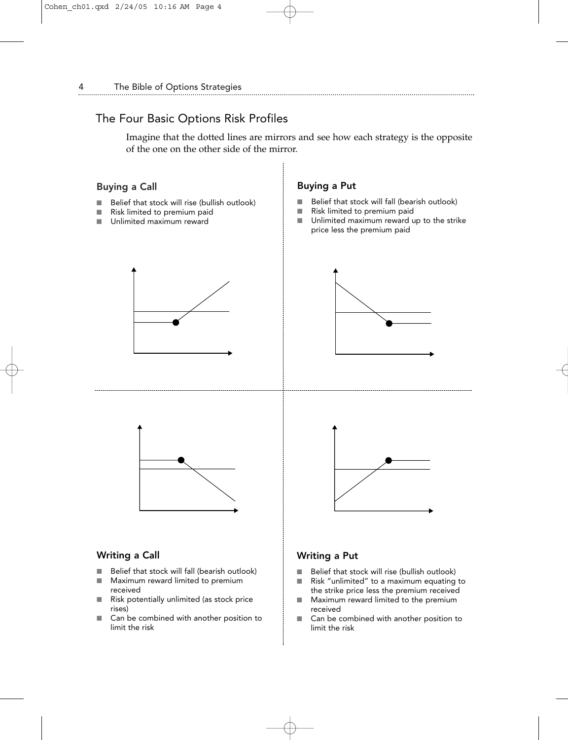## The Four Basic Options Risk Profiles

Imagine that the dotted lines are mirrors and see how each strategy is the opposite of the one on the other side of the mirror.

### Buying a Call

- Belief that stock will rise (bullish outlook)
- Risk limited to premium paid
- Unlimited maximum reward

### Buying a Put

- Belief that stock will fall (bearish outlook)
- Risk limited to premium paid
- Unlimited maximum reward up to the strike price less the premium paid

### Writing a Call

- Belief that stock will fall (bearish outlook)
- Maximum reward limited to premium received
- Risk potentially unlimited (as stock price rises)
- Can be combined with another position to limit the risk

### Writing a Put

- Belief that stock will rise (bullish outlook)
- Risk "unlimited" to a maximum equating to the strike price less the premium received
- Maximum reward limited to the premium received
- Can be combined with another position to limit the risk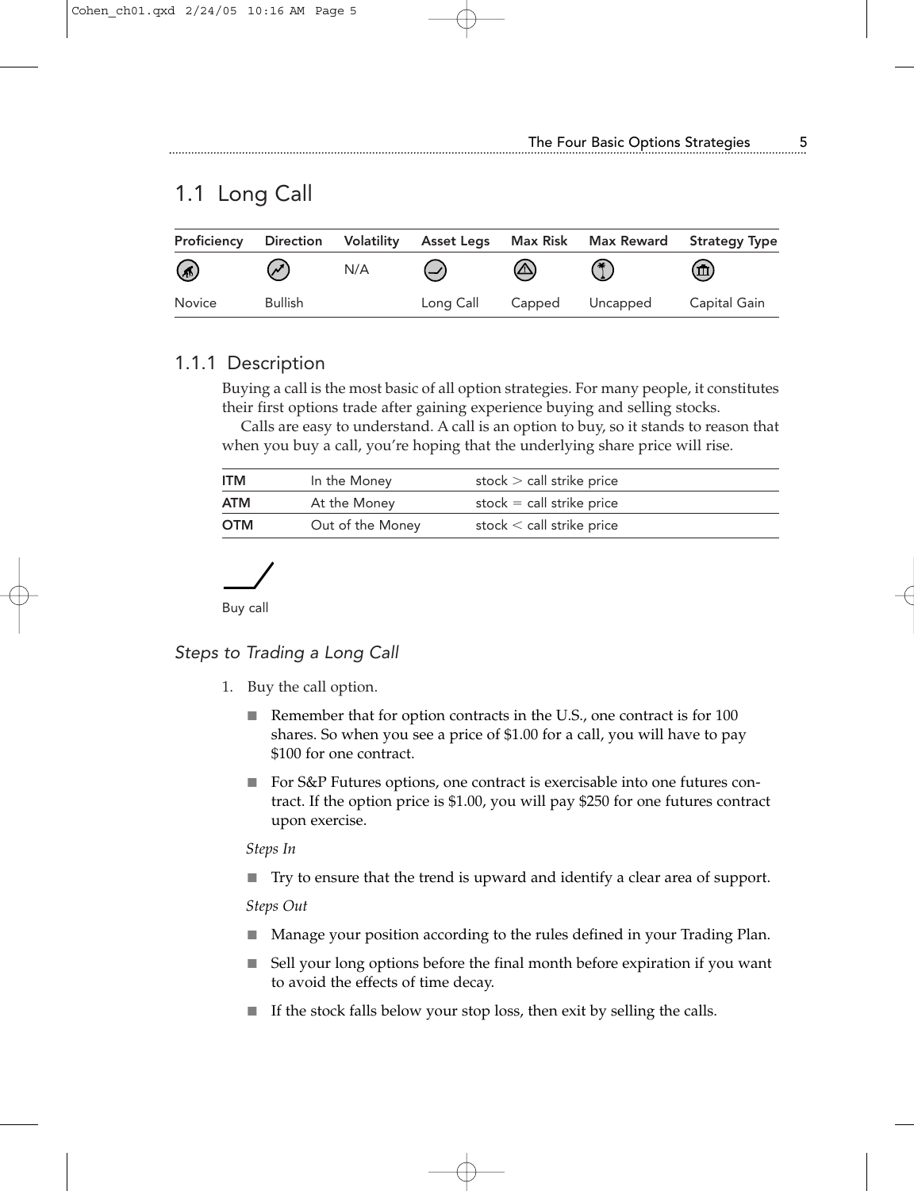## 1.1 Long Call

| Proficiency | Direction | Volatility | Asset Legs | Max Risk | Max Reward | Strategy Type |
|---|---|---|---|---|---|---|
| | | N/A | | | | |
| Novice | Bullish | | Long Call | Capped | Uncapped | Capital Gain |

### 1.1.1 Description

Buying a call is the most basic of all option strategies. For many people, it constitutes their first options trade after gaining experience buying and selling stocks.

Calls are easy to understand. A call is an option to buy, so it stands to reason that when you buy a call, you're hoping that the underlying share price will rise.

| | | |
|---|---|---|
| **ITM** | In the Money | stock > call strike price |
| **ATM** | At the Money | stock = call strike price |
| **OTM** | Out of the Money | stock < call strike price |

Buy call

#### *Steps to Trading a Long Call*

1. Buy the call option.
   - Remember that for option contracts in the U.S., one contract is for 100 shares. So when you see a price of $1.00 for a call, you will have to pay $100 for one contract.
   - For S&P Futures options, one contract is exercisable into one futures contract. If the option price is $1.00, you will pay $250 for one futures contract upon exercise.

   *Steps In*

   - Try to ensure that the trend is upward and identify a clear area of support.

   *Steps Out*

   - Manage your position according to the rules defined in your Trading Plan.
   - Sell your long options before the final month before expiration if you want to avoid the effects of time decay.
   - If the stock falls below your stop loss, then exit by selling the calls.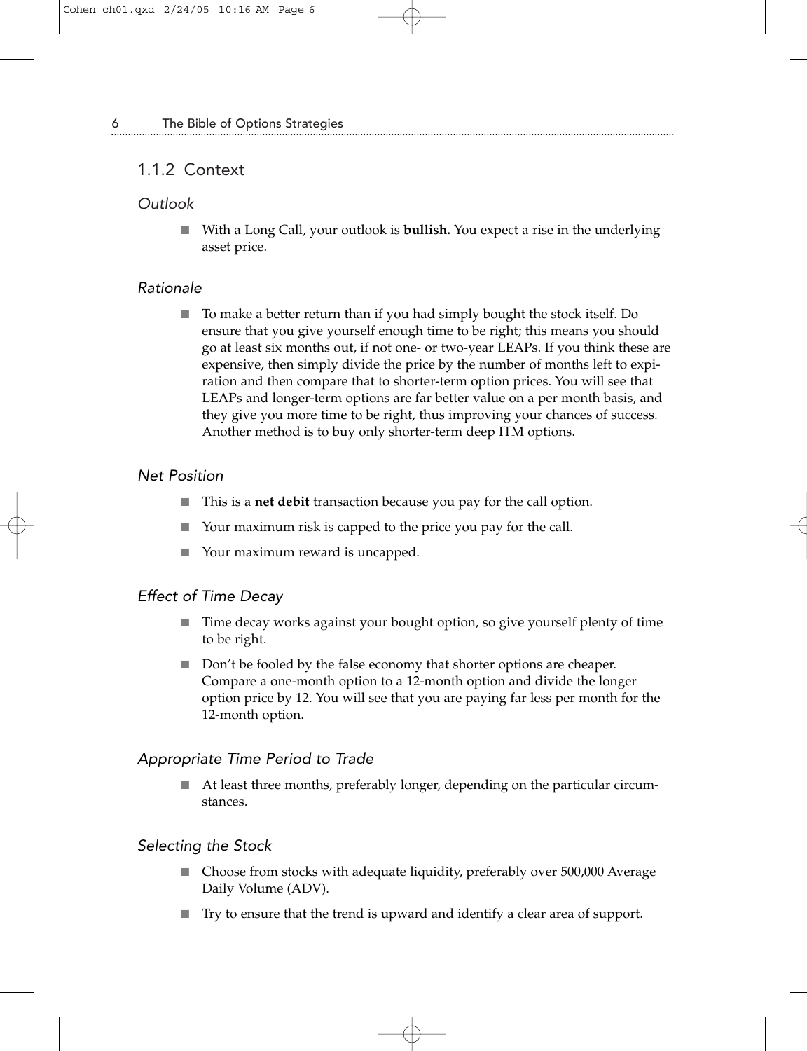## 1.1.2 Context

### *Outlook*

- With a Long Call, your outlook is **bullish.** You expect a rise in the underlying asset price.

### *Rationale*

- To make a better return than if you had simply bought the stock itself. Do ensure that you give yourself enough time to be right; this means you should go at least six months out, if not one- or two-year LEAPs. If you think these are expensive, then simply divide the price by the number of months left to expiration and then compare that to shorter-term option prices. You will see that LEAPs and longer-term options are far better value on a per month basis, and they give you more time to be right, thus improving your chances of success. Another method is to buy only shorter-term deep ITM options.

### *Net Position*

- This is a **net debit** transaction because you pay for the call option.
- Your maximum risk is capped to the price you pay for the call.
- Your maximum reward is uncapped.

### *Effect of Time Decay*

- Time decay works against your bought option, so give yourself plenty of time to be right.
- Don't be fooled by the false economy that shorter options are cheaper. Compare a one-month option to a 12-month option and divide the longer option price by 12. You will see that you are paying far less per month for the 12-month option.

### *Appropriate Time Period to Trade*

- At least three months, preferably longer, depending on the particular circumstances.

### *Selecting the Stock*

- Choose from stocks with adequate liquidity, preferably over 500,000 Average Daily Volume (ADV).
- Try to ensure that the trend is upward and identify a clear area of support.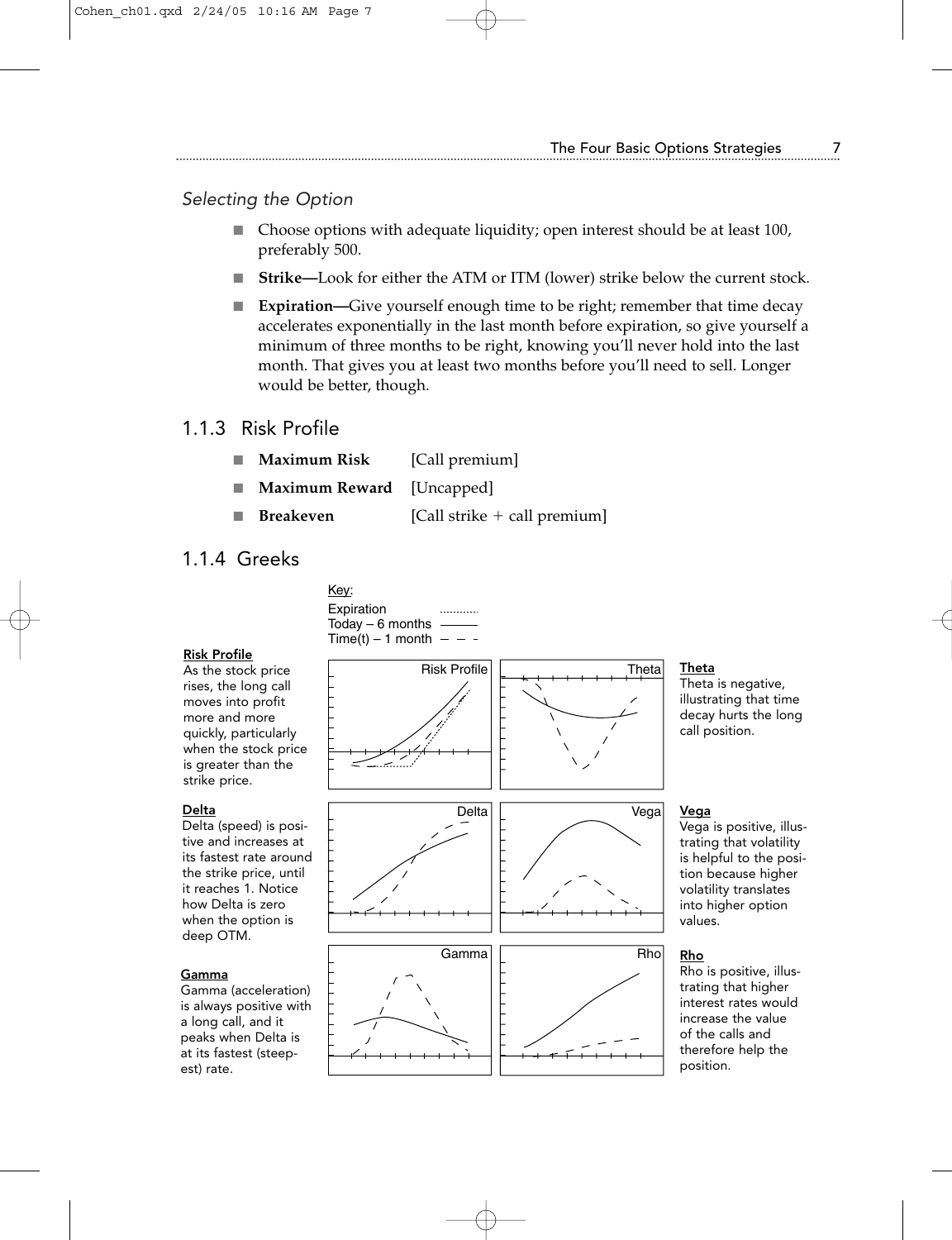*Selecting the Option*

- Choose options with adequate liquidity; open interest should be at least 100, preferably 500.
- **Strike—**Look for either the ATM or ITM (lower) strike below the current stock.
- **Expiration—**Give yourself enough time to be right; remember that time decay accelerates exponentially in the last month before expiration, so give yourself a minimum of three months to be right, knowing you'll never hold into the last month. That gives you at least two months before you'll need to sell. Longer would be better, though.

## 1.1.3 Risk Profile

- **Maximum Risk** [Call premium]
- **Maximum Reward** [Uncapped]
- **Breakeven** [Call strike + call premium]

## 1.1.4 Greeks

Key:
Expiration ............
Today – 6 months ———
Time(t) – 1 month – – –

**Risk Profile**
As the stock price rises, the long call moves into profit more and more quickly, particularly when the stock price is greater than the strike price.

**Theta**
Theta is negative, illustrating that time decay hurts the long call position.

**Delta**
Delta (speed) is positive and increases at its fastest rate around the strike price, until it reaches 1. Notice how Delta is zero when the option is deep OTM.

**Vega**
Vega is positive, illustrating that volatility is helpful to the position because higher volatility translates into higher option values.

**Gamma**
Gamma (acceleration) is always positive with a long call, and it peaks when Delta is at its fastest (steepest) rate.

**Rho**
Rho is positive, illustrating that higher interest rates would increase the value of the calls and therefore help the position.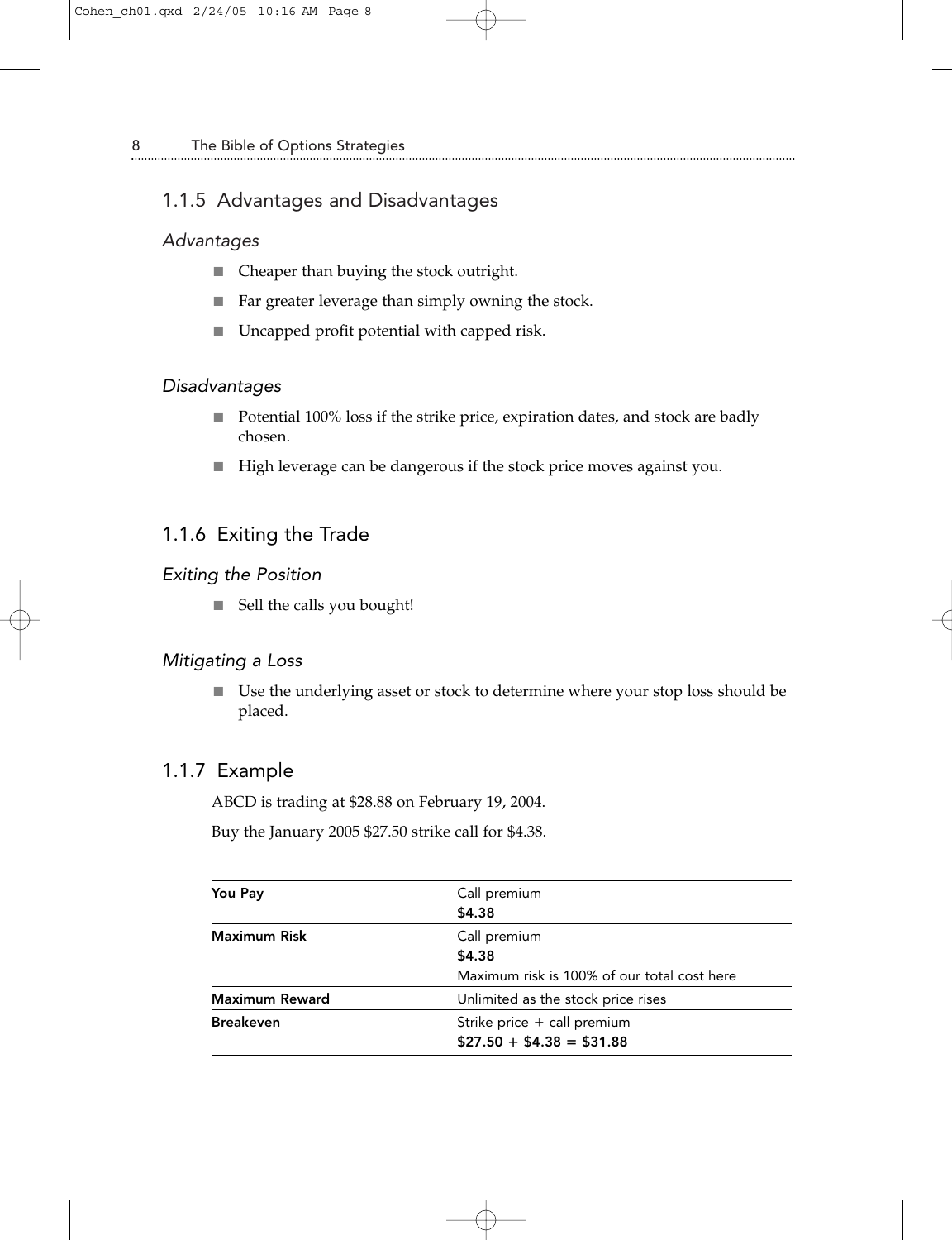## 1.1.5 Advantages and Disadvantages

### *Advantages*

- Cheaper than buying the stock outright.
- Far greater leverage than simply owning the stock.
- Uncapped profit potential with capped risk.

### *Disadvantages*

- Potential 100% loss if the strike price, expiration dates, and stock are badly chosen.
- High leverage can be dangerous if the stock price moves against you.

## 1.1.6 Exiting the Trade

### *Exiting the Position*

- Sell the calls you bought!

### *Mitigating a Loss*

- Use the underlying asset or stock to determine where your stop loss should be placed.

## 1.1.7 Example

ABCD is trading at $28.88 on February 19, 2004.

Buy the January 2005 $27.50 strike call for $4.38.

| | |
|---|---|
| **You Pay** | Call premium<br>**$4.38** |
| **Maximum Risk** | Call premium<br>**$4.38**<br>Maximum risk is 100% of our total cost here |
| **Maximum Reward** | Unlimited as the stock price rises |
| **Breakeven** | Strike price + call premium<br>**$27.50 + $4.38 = $31.88** |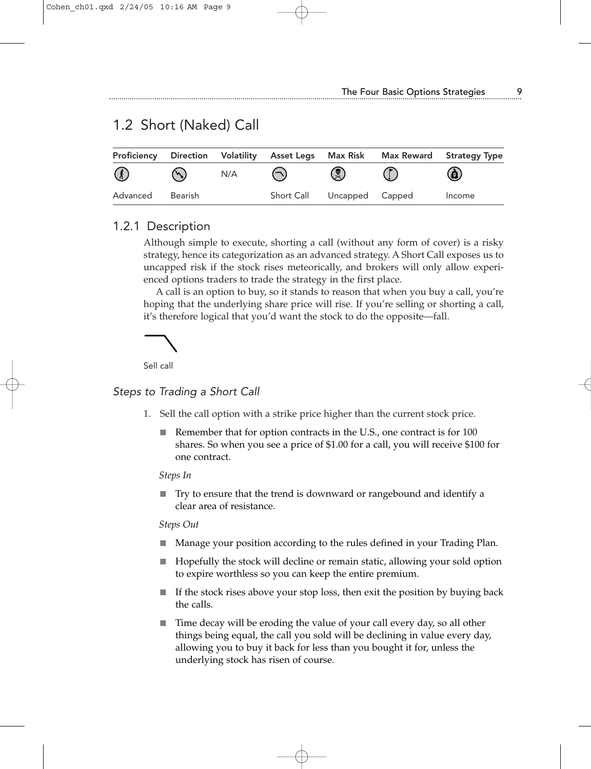## 1.2 Short (Naked) Call

| Proficiency | Direction | Volatility | Asset Legs | Max Risk | Max Reward | Strategy Type |
|---|---|---|---|---|---|---|
| | | N/A | | | | |
| Advanced | Bearish | | Short Call | Uncapped | Capped | Income |

### 1.2.1 Description

Although simple to execute, shorting a call (without any form of cover) is a risky strategy, hence its categorization as an advanced strategy. A Short Call exposes us to uncapped risk if the stock rises meteorically, and brokers will only allow experienced options traders to trade the strategy in the first place.

A call is an option to buy, so it stands to reason that when you buy a call, you're hoping that the underlying share price will rise. If you're selling or shorting a call, it's therefore logical that you'd want the stock to do the opposite—fall.

Sell call

#### *Steps to Trading a Short Call*

1. Sell the call option with a strike price higher than the current stock price.
   - Remember that for option contracts in the U.S., one contract is for 100 shares. So when you see a price of $1.00 for a call, you will receive $100 for one contract.

   *Steps In*

   - Try to ensure that the trend is downward or rangebound and identify a clear area of resistance.

   *Steps Out*

   - Manage your position according to the rules defined in your Trading Plan.
   - Hopefully the stock will decline or remain static, allowing your sold option to expire worthless so you can keep the entire premium.
   - If the stock rises above your stop loss, then exit the position by buying back the calls.
   - Time decay will be eroding the value of your call every day, so all other things being equal, the call you sold will be declining in value every day, allowing you to buy it back for less than you bought it for, unless the underlying stock has risen of course.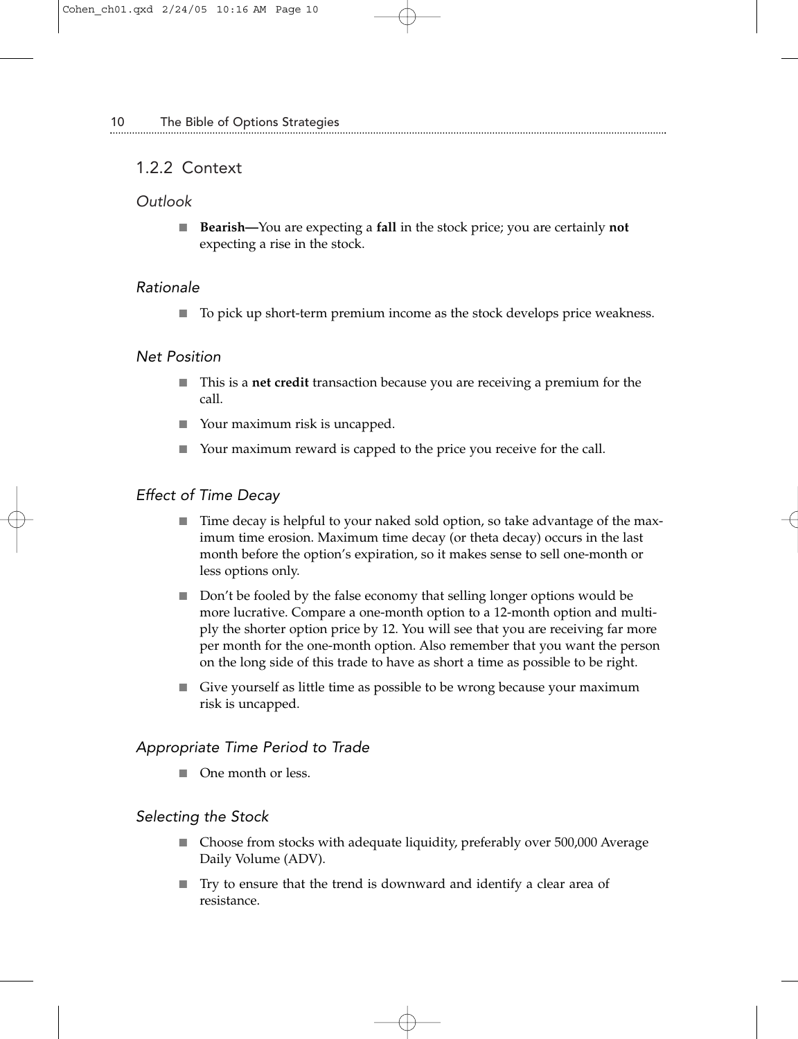## 1.2.2 Context

### *Outlook*

- **Bearish—**You are expecting a **fall** in the stock price; you are certainly **not** expecting a rise in the stock.

### *Rationale*

- To pick up short-term premium income as the stock develops price weakness.

### *Net Position*

- This is a **net credit** transaction because you are receiving a premium for the call.
- Your maximum risk is uncapped.
- Your maximum reward is capped to the price you receive for the call.

### *Effect of Time Decay*

- Time decay is helpful to your naked sold option, so take advantage of the maximum time erosion. Maximum time decay (or theta decay) occurs in the last month before the option's expiration, so it makes sense to sell one-month or less options only.
- Don't be fooled by the false economy that selling longer options would be more lucrative. Compare a one-month option to a 12-month option and multiply the shorter option price by 12. You will see that you are receiving far more per month for the one-month option. Also remember that you want the person on the long side of this trade to have as short a time as possible to be right.
- Give yourself as little time as possible to be wrong because your maximum risk is uncapped.

### *Appropriate Time Period to Trade*

- One month or less.

### *Selecting the Stock*

- Choose from stocks with adequate liquidity, preferably over 500,000 Average Daily Volume (ADV).
- Try to ensure that the trend is downward and identify a clear area of resistance.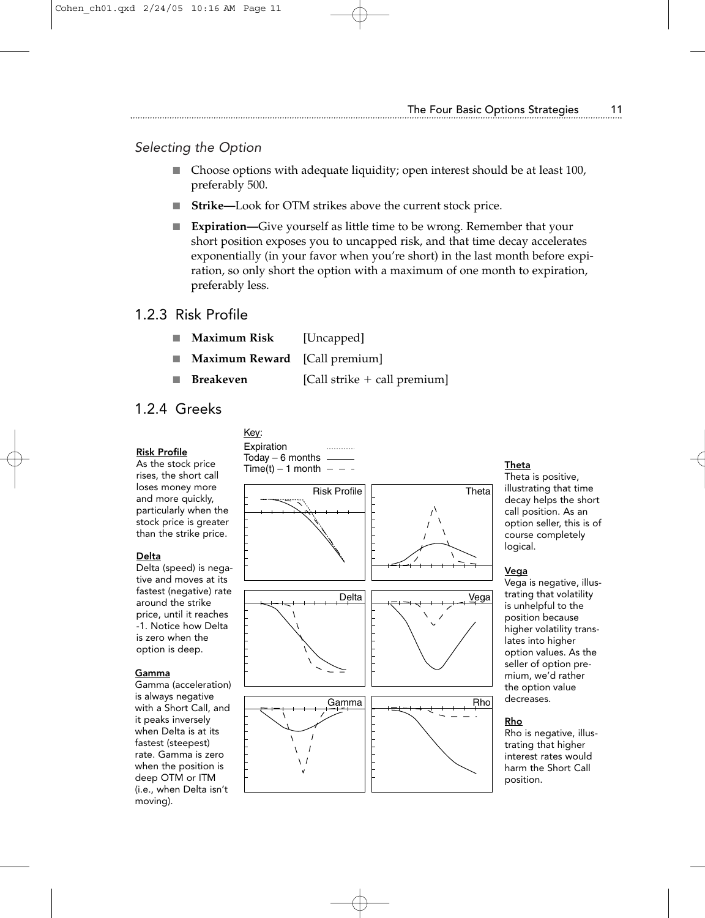### *Selecting the Option*

- Choose options with adequate liquidity; open interest should be at least 100, preferably 500.
- **Strike—**Look for OTM strikes above the current stock price.
- **Expiration—**Give yourself as little time to be wrong. Remember that your short position exposes you to uncapped risk, and that time decay accelerates exponentially (in your favor when you're short) in the last month before expiration, so only short the option with a maximum of one month to expiration, preferably less.

## 1.2.3 Risk Profile

- **Maximum Risk** [Uncapped]
- **Maximum Reward** [Call premium]
- **Breakeven** [Call strike + call premium]

## 1.2.4 Greeks

Key:
Expiration ............
Today – 6 months ———
Time(t) – 1 month – – –

**Risk Profile**
As the stock price rises, the short call loses money more and more quickly, particularly when the stock price is greater than the strike price.

**Delta**
Delta (speed) is negative and moves at its fastest (negative) rate around the strike price, until it reaches -1. Notice how Delta is zero when the option is deep.

**Gamma**
Gamma (acceleration) is always negative with a Short Call, and it peaks inversely when Delta is at its fastest (steepest) rate. Gamma is zero when the position is deep OTM or ITM (i.e., when Delta isn't moving).

**Theta**
Theta is positive, illustrating that time decay helps the short call position. As an option seller, this is of course completely logical.

**Vega**
Vega is negative, illustrating that volatility is unhelpful to the position because higher volatility translates into higher option values. As the seller of option premium, we'd rather the option value decreases.

**Rho**
Rho is negative, illustrating that higher interest rates would harm the Short Call position.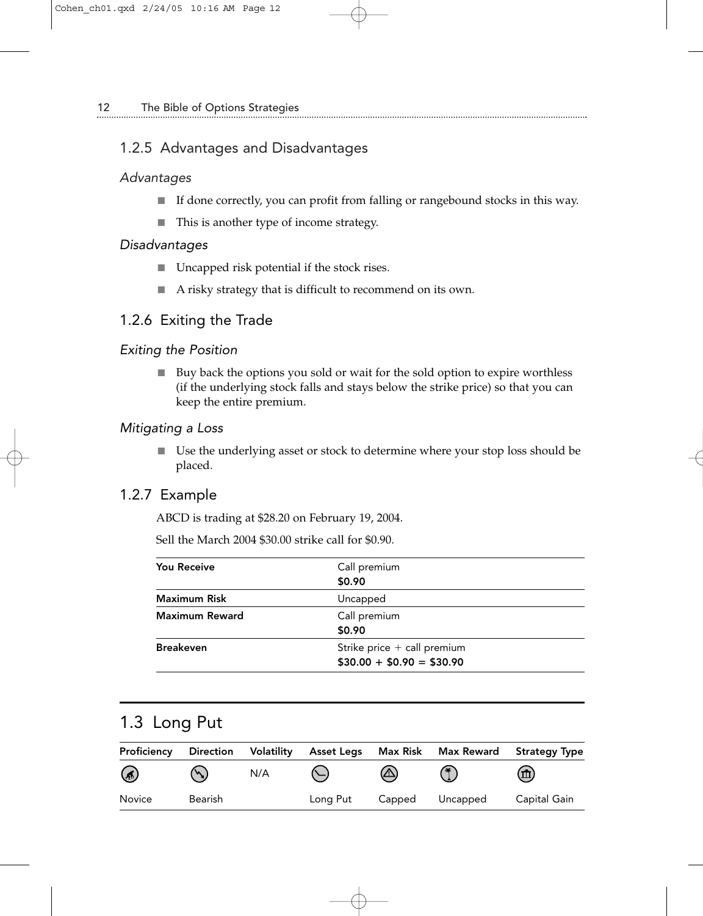### 1.2.5 Advantages and Disadvantages

*Advantages*

- If done correctly, you can profit from falling or rangebound stocks in this way.
- This is another type of income strategy.

*Disadvantages*

- Uncapped risk potential if the stock rises.
- A risky strategy that is difficult to recommend on its own.

### 1.2.6 Exiting the Trade

*Exiting the Position*

- Buy back the options you sold or wait for the sold option to expire worthless (if the underlying stock falls and stays below the strike price) so that you can keep the entire premium.

*Mitigating a Loss*

- Use the underlying asset or stock to determine where your stop loss should be placed.

### 1.2.7 Example

ABCD is trading at $28.20 on February 19, 2004.

Sell the March 2004 $30.00 strike call for $0.90.

| | |
|---|---|
| **You Receive** | Call premium<br>**$0.90** |
| **Maximum Risk** | Uncapped |
| **Maximum Reward** | Call premium<br>**$0.90** |
| **Breakeven** | Strike price + call premium<br>**$30.00 + $0.90 = $30.90** |

## 1.3 Long Put

| Proficiency | Direction | Volatility | Asset Legs | Max Risk | Max Reward | Strategy Type |
|---|---|---|---|---|---|---|
| | | N/A | | | | |
| Novice | Bearish | | Long Put | Capped | Uncapped | Capital Gain |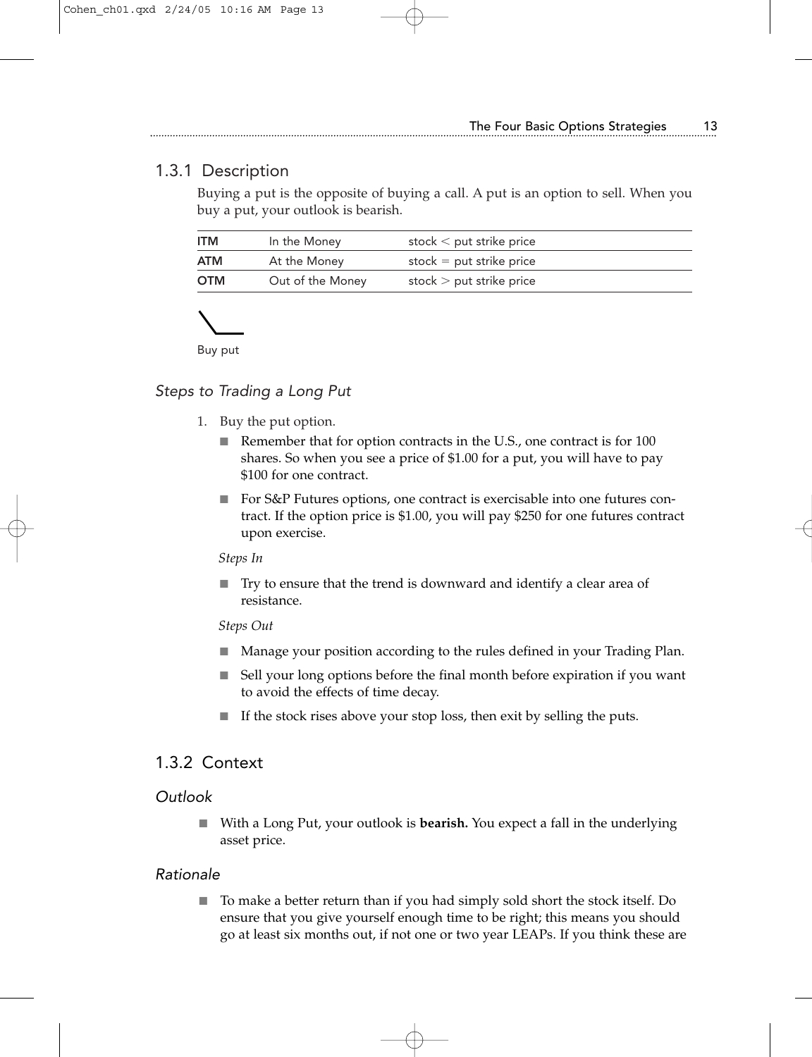### 1.3.1 Description

Buying a put is the opposite of buying a call. A put is an option to sell. When you buy a put, your outlook is bearish.

| | | |
|---|---|---|
| **ITM** | In the Money | stock < put strike price |
| **ATM** | At the Money | stock = put strike price |
| **OTM** | Out of the Money | stock > put strike price |

Buy put

#### *Steps to Trading a Long Put*

1. Buy the put option.
   - Remember that for option contracts in the U.S., one contract is for 100 shares. So when you see a price of $1.00 for a put, you will have to pay $100 for one contract.
   - For S&P Futures options, one contract is exercisable into one futures contract. If the option price is $1.00, you will pay $250 for one futures contract upon exercise.

   *Steps In*

   - Try to ensure that the trend is downward and identify a clear area of resistance.

   *Steps Out*

   - Manage your position according to the rules defined in your Trading Plan.
   - Sell your long options before the final month before expiration if you want to avoid the effects of time decay.
   - If the stock rises above your stop loss, then exit by selling the puts.

### 1.3.2 Context

#### *Outlook*

- With a Long Put, your outlook is **bearish.** You expect a fall in the underlying asset price.

#### *Rationale*

- To make a better return than if you had simply sold short the stock itself. Do ensure that you give yourself enough time to be right; this means you should go at least six months out, if not one or two year LEAPs. If you think these are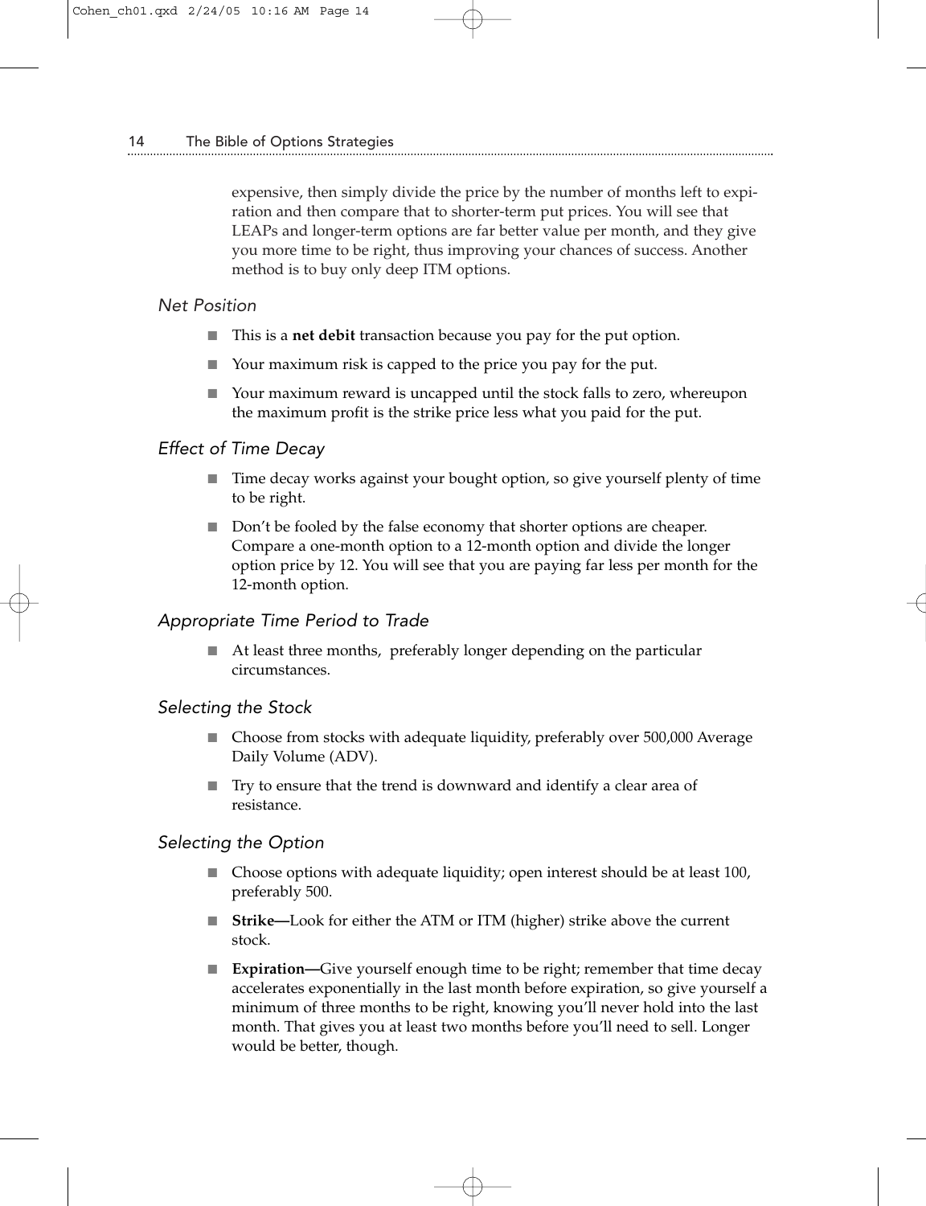expensive, then simply divide the price by the number of months left to expiration and then compare that to shorter-term put prices. You will see that LEAPs and longer-term options are far better value per month, and they give you more time to be right, thus improving your chances of success. Another method is to buy only deep ITM options.

### *Net Position*

- This is a **net debit** transaction because you pay for the put option.
- Your maximum risk is capped to the price you pay for the put.
- Your maximum reward is uncapped until the stock falls to zero, whereupon the maximum profit is the strike price less what you paid for the put.

### *Effect of Time Decay*

- Time decay works against your bought option, so give yourself plenty of time to be right.
- Don't be fooled by the false economy that shorter options are cheaper. Compare a one-month option to a 12-month option and divide the longer option price by 12. You will see that you are paying far less per month for the 12-month option.

### *Appropriate Time Period to Trade*

- At least three months, preferably longer depending on the particular circumstances.

### *Selecting the Stock*

- Choose from stocks with adequate liquidity, preferably over 500,000 Average Daily Volume (ADV).
- Try to ensure that the trend is downward and identify a clear area of resistance.

### *Selecting the Option*

- Choose options with adequate liquidity; open interest should be at least 100, preferably 500.
- **Strike—**Look for either the ATM or ITM (higher) strike above the current stock.
- **Expiration—**Give yourself enough time to be right; remember that time decay accelerates exponentially in the last month before expiration, so give yourself a minimum of three months to be right, knowing you'll never hold into the last month. That gives you at least two months before you'll need to sell. Longer would be better, though.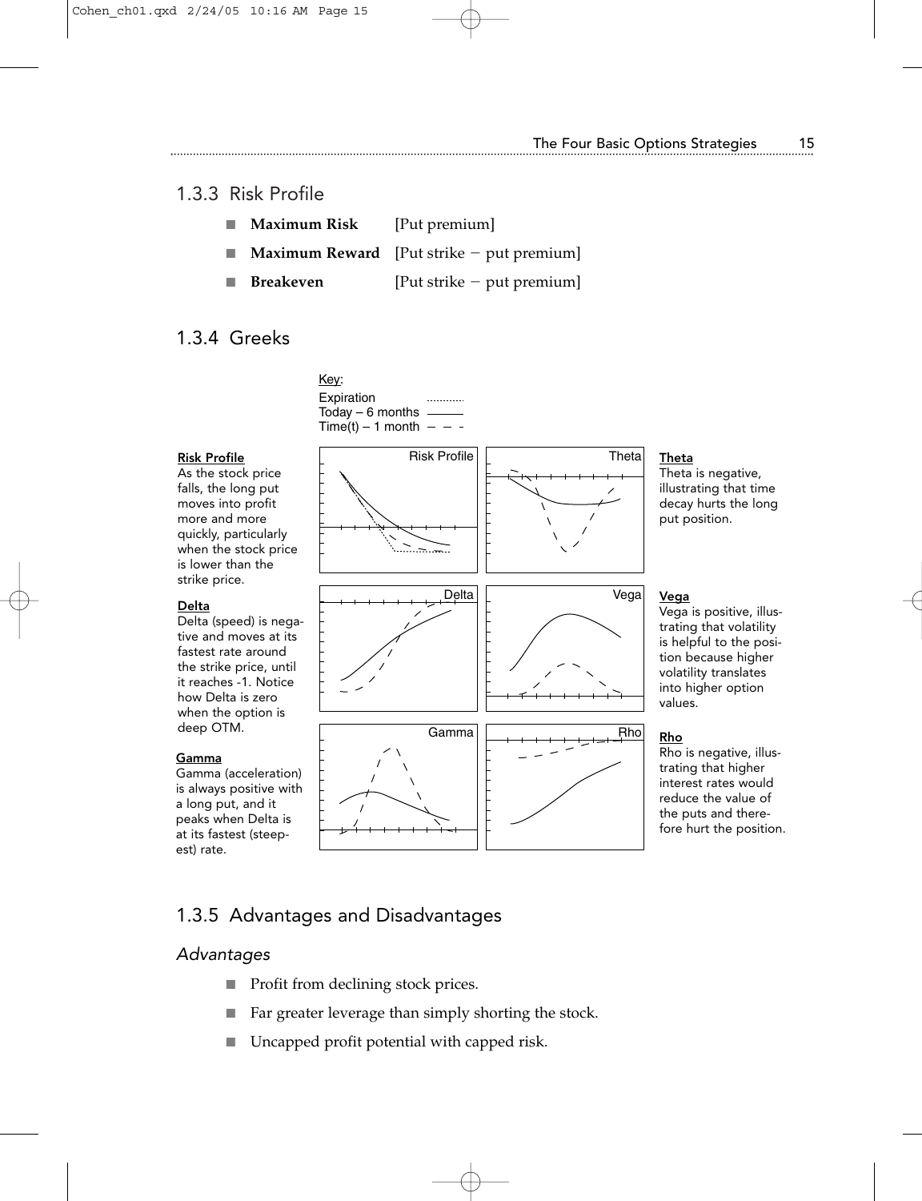## 1.3.3 Risk Profile

- **Maximum Risk** [Put premium]
- **Maximum Reward** [Put strike − put premium]
- **Breakeven** [Put strike − put premium]

## 1.3.4 Greeks

Key:
Expiration ............
Today – 6 months ———
Time(t) – 1 month – – –

**Risk Profile**
As the stock price falls, the long put moves into profit more and more quickly, particularly when the stock price is lower than the strike price.

**Theta**
Theta is negative, illustrating that time decay hurts the long put position.

**Delta**
Delta (speed) is negative and moves at its fastest rate around the strike price, until it reaches -1. Notice how Delta is zero when the option is deep OTM.

**Vega**
Vega is positive, illustrating that volatility is helpful to the position because higher volatility translates into higher option values.

**Gamma**
Gamma (acceleration) is always positive with a long put, and it peaks when Delta is at its fastest (steepest) rate.

**Rho**
Rho is negative, illustrating that higher interest rates would reduce the value of the puts and therefore hurt the position.

## 1.3.5 Advantages and Disadvantages

### *Advantages*

- Profit from declining stock prices.
- Far greater leverage than simply shorting the stock.
- Uncapped profit potential with capped risk.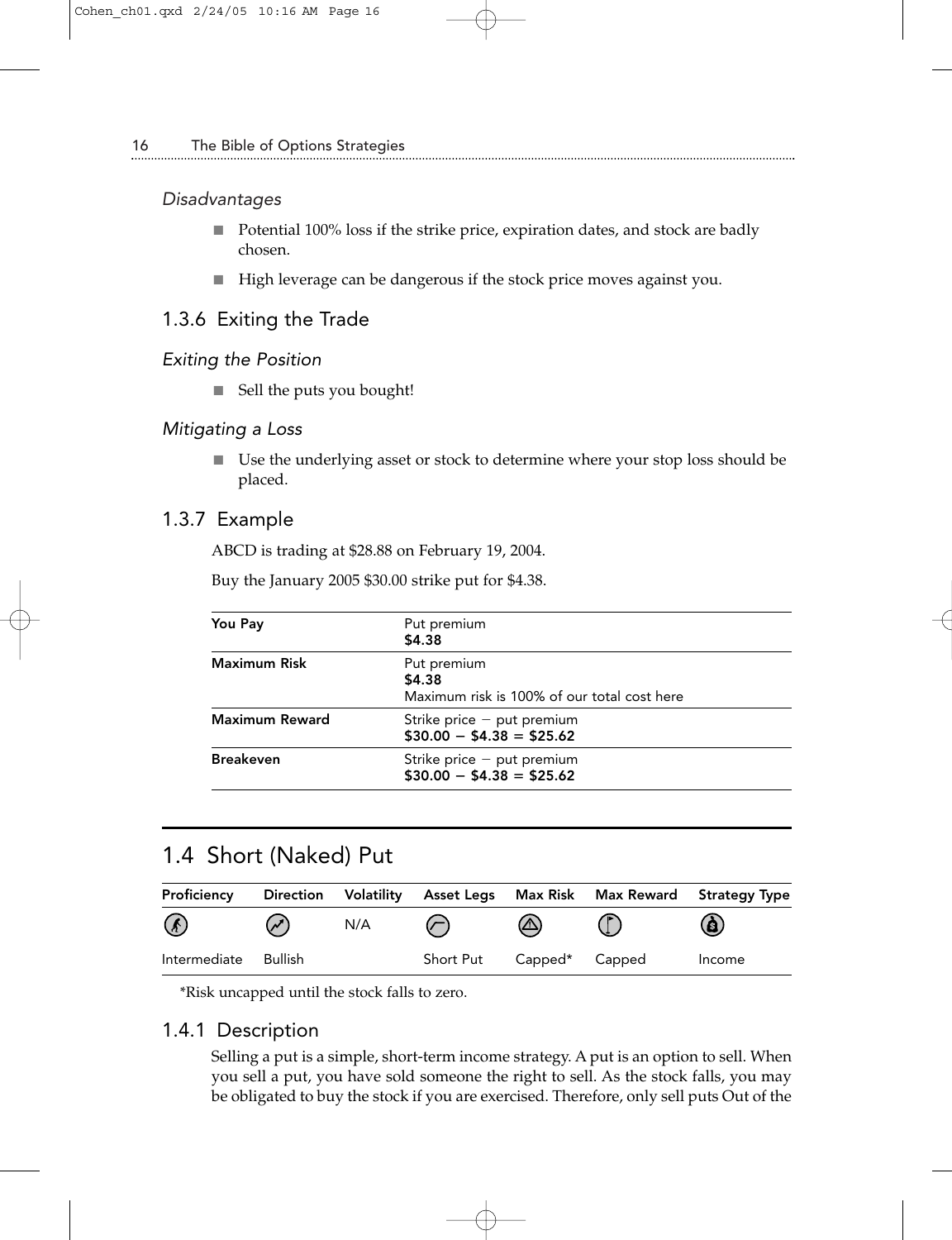*Disadvantages*

- Potential 100% loss if the strike price, expiration dates, and stock are badly chosen.
- High leverage can be dangerous if the stock price moves against you.

### 1.3.6 Exiting the Trade

*Exiting the Position*

- Sell the puts you bought!

*Mitigating a Loss*

- Use the underlying asset or stock to determine where your stop loss should be placed.

### 1.3.7 Example

ABCD is trading at $28.88 on February 19, 2004.

Buy the January 2005 $30.00 strike put for $4.38.

| | |
|---|---|
| **You Pay** | Put premium<br>**$4.38** |
| **Maximum Risk** | Put premium<br>**$4.38**<br>Maximum risk is 100% of our total cost here |
| **Maximum Reward** | Strike price − put premium<br>**$30.00 − $4.38 = $25.62** |
| **Breakeven** | Strike price − put premium<br>**$30.00 − $4.38 = $25.62** |

## 1.4 Short (Naked) Put

| Proficiency | Direction | Volatility | Asset Legs | Max Risk | Max Reward | Strategy Type |
|---|---|---|---|---|---|---|
| Intermediate | Bullish | N/A | Short Put | Capped* | Capped | Income |

*Risk uncapped until the stock falls to zero.

### 1.4.1 Description

Selling a put is a simple, short-term income strategy. A put is an option to sell. When you sell a put, you have sold someone the right to sell. As the stock falls, you may be obligated to buy the stock if you are exercised. Therefore, only sell puts Out of the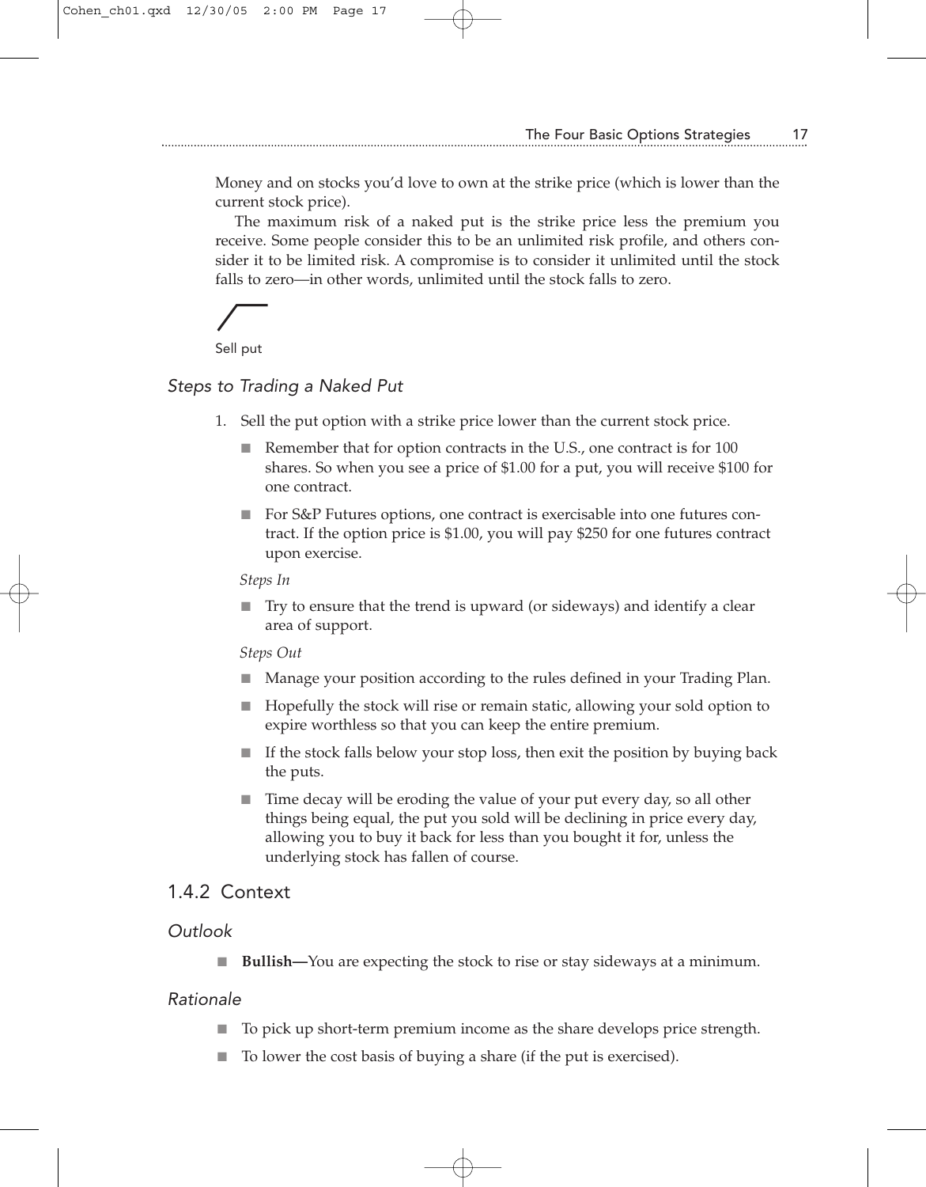Money and on stocks you'd love to own at the strike price (which is lower than the current stock price).

The maximum risk of a naked put is the strike price less the premium you receive. Some people consider this to be an unlimited risk profile, and others consider it to be limited risk. A compromise is to consider it unlimited until the stock falls to zero—in other words, unlimited until the stock falls to zero.

Sell put

### *Steps to Trading a Naked Put*

1. Sell the put option with a strike price lower than the current stock price.
   - Remember that for option contracts in the U.S., one contract is for 100 shares. So when you see a price of $1.00 for a put, you will receive $100 for one contract.
   - For S&P Futures options, one contract is exercisable into one futures contract. If the option price is $1.00, you will pay $250 for one futures contract upon exercise.

   *Steps In*

   - Try to ensure that the trend is upward (or sideways) and identify a clear area of support.

   *Steps Out*

   - Manage your position according to the rules defined in your Trading Plan.
   - Hopefully the stock will rise or remain static, allowing your sold option to expire worthless so that you can keep the entire premium.
   - If the stock falls below your stop loss, then exit the position by buying back the puts.
   - Time decay will be eroding the value of your put every day, so all other things being equal, the put you sold will be declining in price every day, allowing you to buy it back for less than you bought it for, unless the underlying stock has fallen of course.

## 1.4.2 Context

### *Outlook*

- **Bullish—**You are expecting the stock to rise or stay sideways at a minimum.

### *Rationale*

- To pick up short-term premium income as the share develops price strength.
- To lower the cost basis of buying a share (if the put is exercised).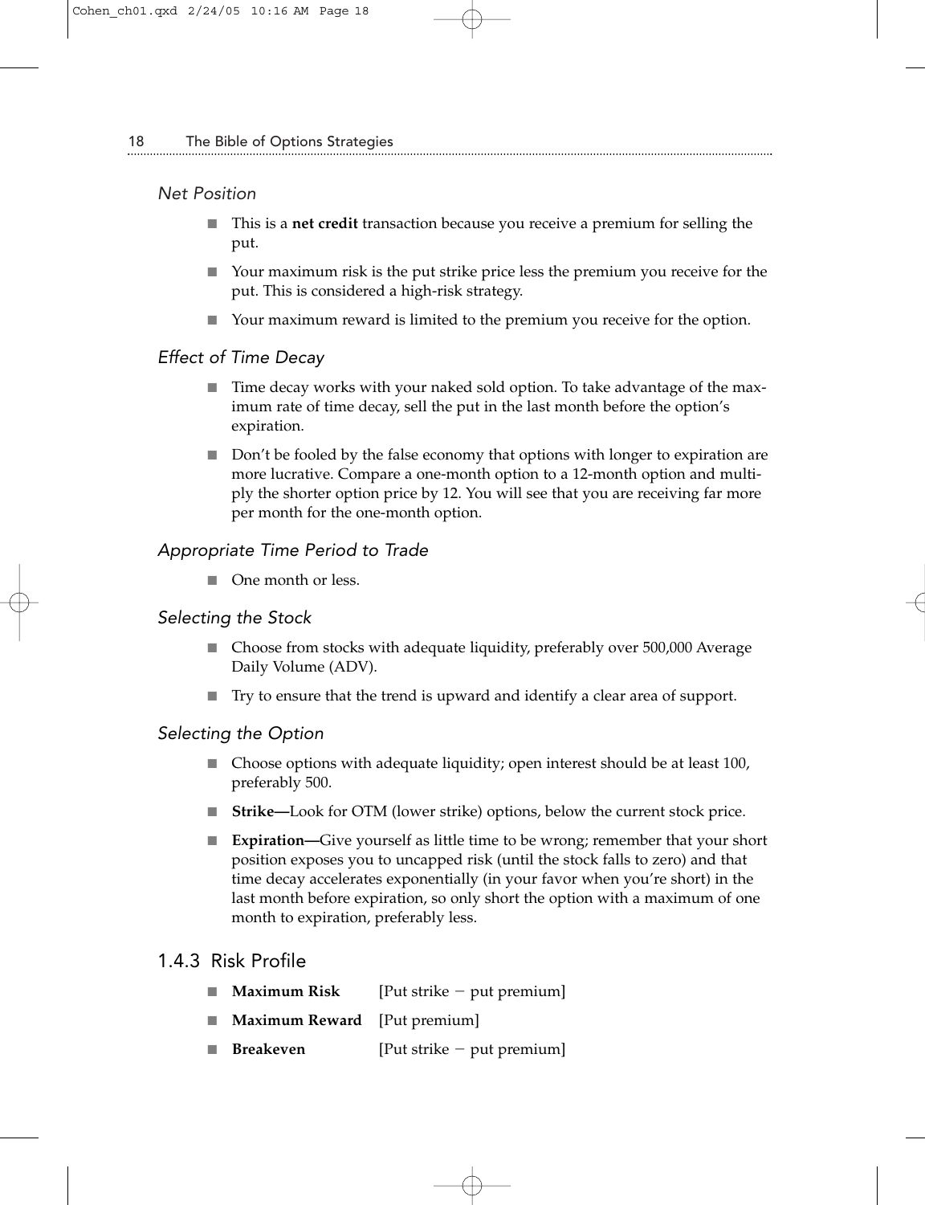### Net Position

- This is a **net credit** transaction because you receive a premium for selling the put.
- Your maximum risk is the put strike price less the premium you receive for the put. This is considered a high-risk strategy.
- Your maximum reward is limited to the premium you receive for the option.

### Effect of Time Decay

- Time decay works with your naked sold option. To take advantage of the maximum rate of time decay, sell the put in the last month before the option's expiration.
- Don't be fooled by the false economy that options with longer to expiration are more lucrative. Compare a one-month option to a 12-month option and multiply the shorter option price by 12. You will see that you are receiving far more per month for the one-month option.

### Appropriate Time Period to Trade

- One month or less.

### Selecting the Stock

- Choose from stocks with adequate liquidity, preferably over 500,000 Average Daily Volume (ADV).
- Try to ensure that the trend is upward and identify a clear area of support.

### Selecting the Option

- Choose options with adequate liquidity; open interest should be at least 100, preferably 500.
- **Strike—**Look for OTM (lower strike) options, below the current stock price.
- **Expiration—**Give yourself as little time to be wrong; remember that your short position exposes you to uncapped risk (until the stock falls to zero) and that time decay accelerates exponentially (in your favor when you're short) in the last month before expiration, so only short the option with a maximum of one month to expiration, preferably less.

## 1.4.3 Risk Profile

- **Maximum Risk** [Put strike − put premium]
- **Maximum Reward** [Put premium]
- **Breakeven** [Put strike − put premium]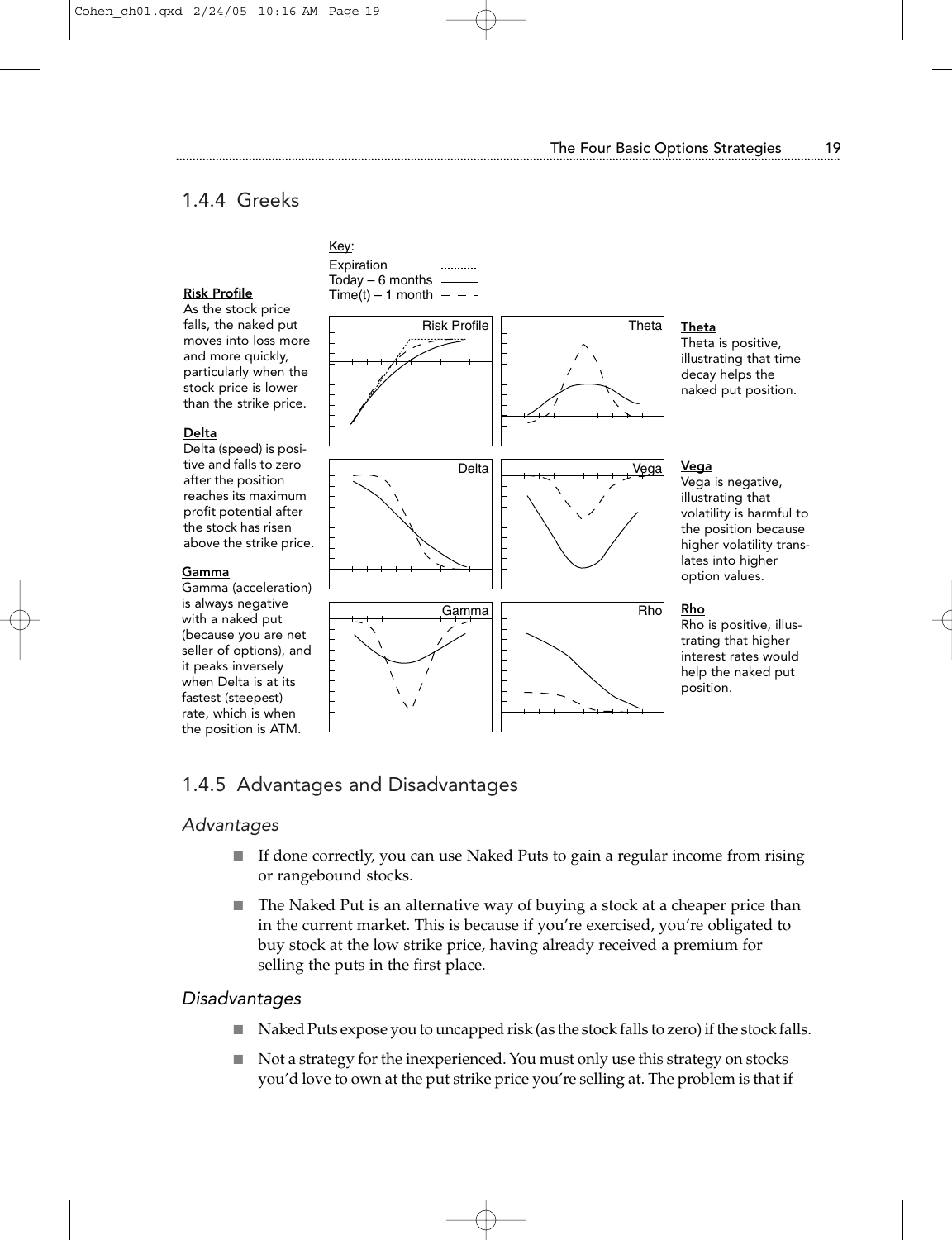## 1.4.4 Greeks

**Risk Profile**
As the stock price falls, the naked put moves into loss more and more quickly, particularly when the stock price is lower than the strike price.

**Delta**
Delta (speed) is positive and falls to zero after the position reaches its maximum profit potential after the stock has risen above the strike price.

**Gamma**
Gamma (acceleration) is always negative with a naked put (because you are net seller of options), and it peaks inversely when Delta is at its fastest (steepest) rate, which is when the position is ATM.

Key:
Expiration ............
Today – 6 months ———
Time(t) – 1 month – – –

**Theta**
Theta is positive, illustrating that time decay helps the naked put position.

**Vega**
Vega is negative, illustrating that volatility is harmful to the position because higher volatility translates into higher option values.

**Rho**
Rho is positive, illustrating that higher interest rates would help the naked put position.

## 1.4.5 Advantages and Disadvantages

### *Advantages*

- If done correctly, you can use Naked Puts to gain a regular income from rising or rangebound stocks.
- The Naked Put is an alternative way of buying a stock at a cheaper price than in the current market. This is because if you're exercised, you're obligated to buy stock at the low strike price, having already received a premium for selling the puts in the first place.

### *Disadvantages*

- Naked Puts expose you to uncapped risk (as the stock falls to zero) if the stock falls.
- Not a strategy for the inexperienced. You must only use this strategy on stocks you'd love to own at the put strike price you're selling at. The problem is that if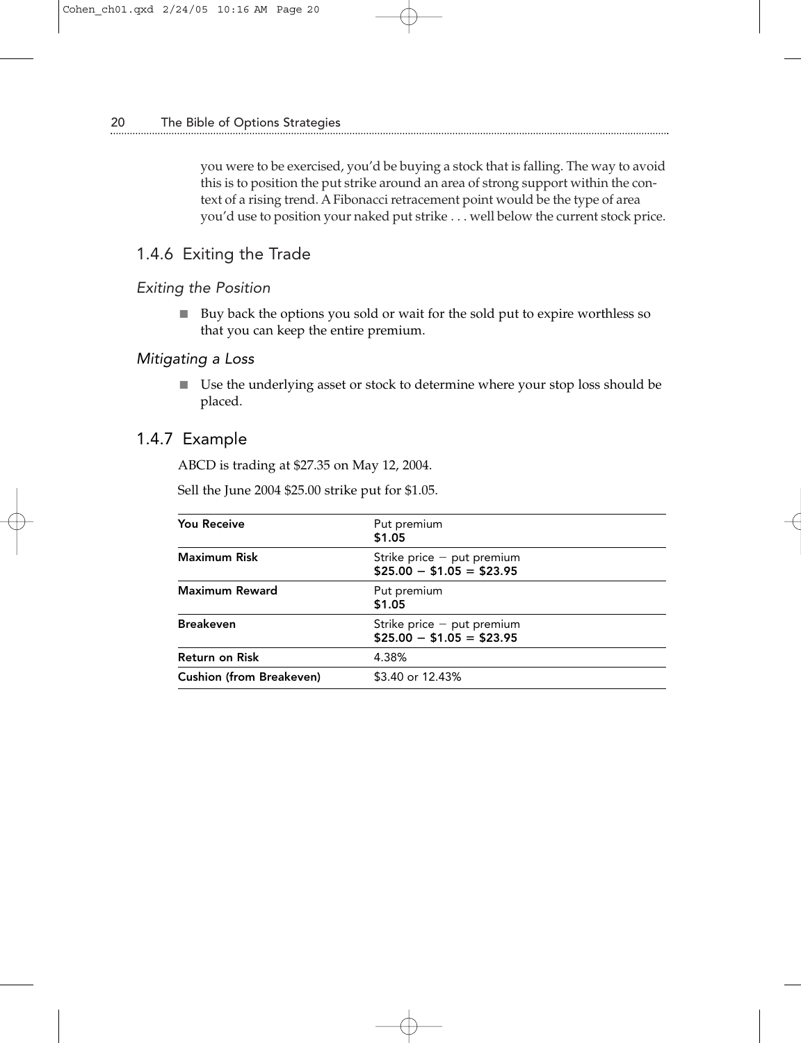you were to be exercised, you'd be buying a stock that is falling. The way to avoid this is to position the put strike around an area of strong support within the context of a rising trend. A Fibonacci retracement point would be the type of area you'd use to position your naked put strike . . . well below the current stock price.

## 1.4.6 Exiting the Trade

### *Exiting the Position*

- Buy back the options you sold or wait for the sold put to expire worthless so that you can keep the entire premium.

### *Mitigating a Loss*

- Use the underlying asset or stock to determine where your stop loss should be placed.

## 1.4.7 Example

ABCD is trading at $27.35 on May 12, 2004.

Sell the June 2004 $25.00 strike put for $1.05.

| | |
|---|---|
| **You Receive** | Put premium<br>**$1.05** |
| **Maximum Risk** | Strike price − put premium<br>**$25.00 − $1.05 = $23.95** |
| **Maximum Reward** | Put premium<br>**$1.05** |
| **Breakeven** | Strike price − put premium<br>**$25.00 − $1.05 = $23.95** |
| **Return on Risk** | 4.38% |
| **Cushion (from Breakeven)** | $3.40 or 12.43% |